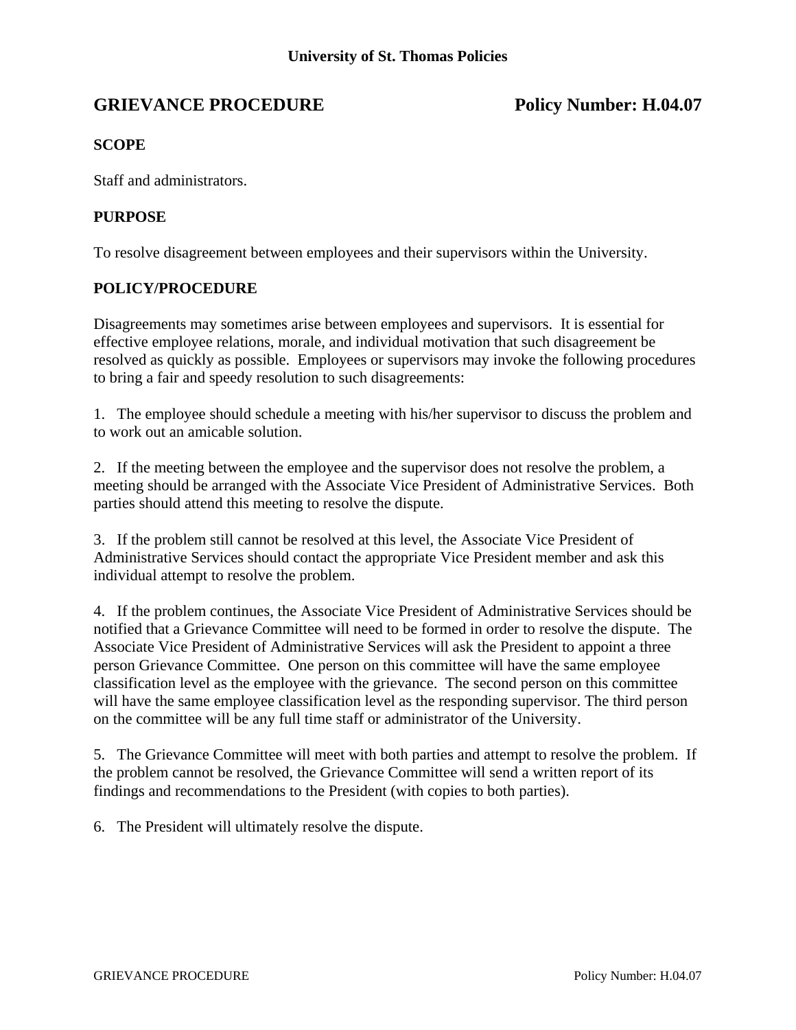**University of St. Thomas Policies**

# GRIEVANCE PROCEDURE — Policy Number: H.04.07

## SCOPE

Staff and administrators.

## PURPOSE

To resolve disagreement between employees and their supervisors within the University.

## POLICY/PROCEDURE

Disagreements may sometimes arise between employees and supervisors. It is essential for effective employee relations, morale, and individual motivation that such disagreement be resolved as quickly as possible. Employees or supervisors may invoke the following procedures to bring a fair and speedy resolution to such disagreements:

1. The employee should schedule a meeting with his/her supervisor to discuss the problem and to work out an amicable solution.

2. If the meeting between the employee and the supervisor does not resolve the problem, a meeting should be arranged with the Associate Vice President of Administrative Services. Both parties should attend this meeting to resolve the dispute.

3. If the problem still cannot be resolved at this level, the Associate Vice President of Administrative Services should contact the appropriate Vice President member and ask this individual attempt to resolve the problem.

4. If the problem continues, the Associate Vice President of Administrative Services should be notified that a Grievance Committee will need to be formed in order to resolve the dispute. The Associate Vice President of Administrative Services will ask the President to appoint a three person Grievance Committee. One person on this committee will have the same employee classification level as the employee with the grievance. The second person on this committee will have the same employee classification level as the responding supervisor. The third person on the committee will be any full time staff or administrator of the University.

5. The Grievance Committee will meet with both parties and attempt to resolve the problem. If the problem cannot be resolved, the Grievance Committee will send a written report of its findings and recommendations to the President (with copies to both parties).

6. The President will ultimately resolve the dispute.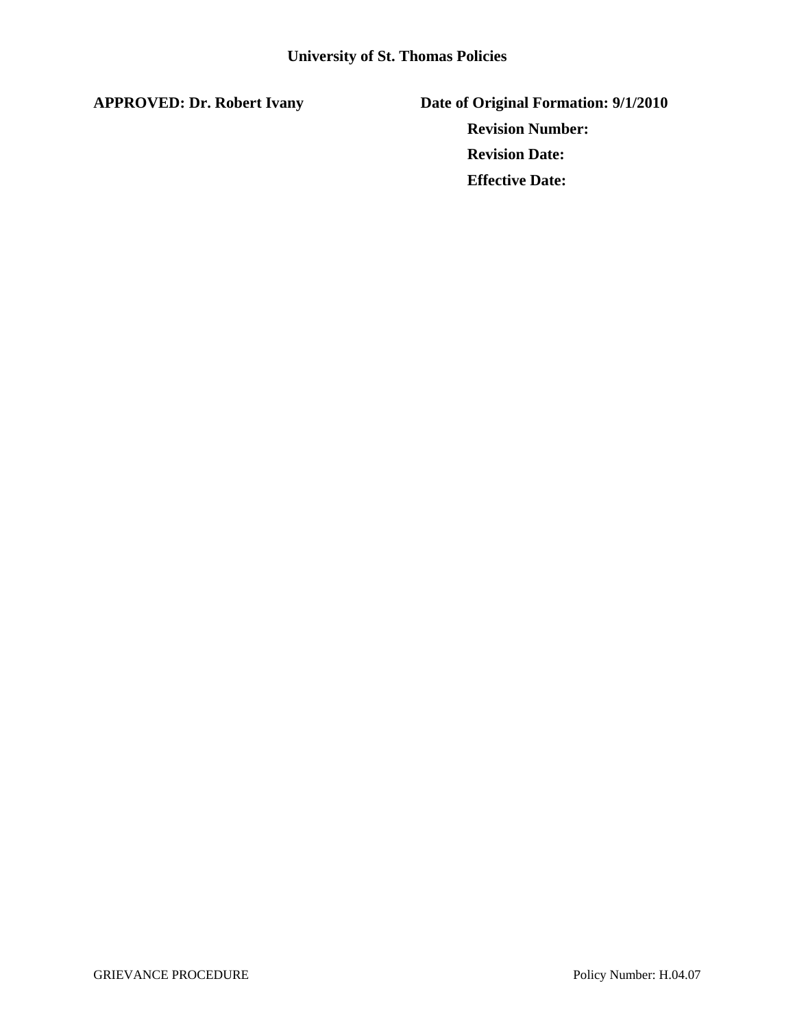**University of St. Thomas Policies**

**APPROVED: Dr. Robert Ivany**

**Date of Original Formation: 9/1/2010**

**Revision Number:**

**Revision Date:**

**Effective Date:**